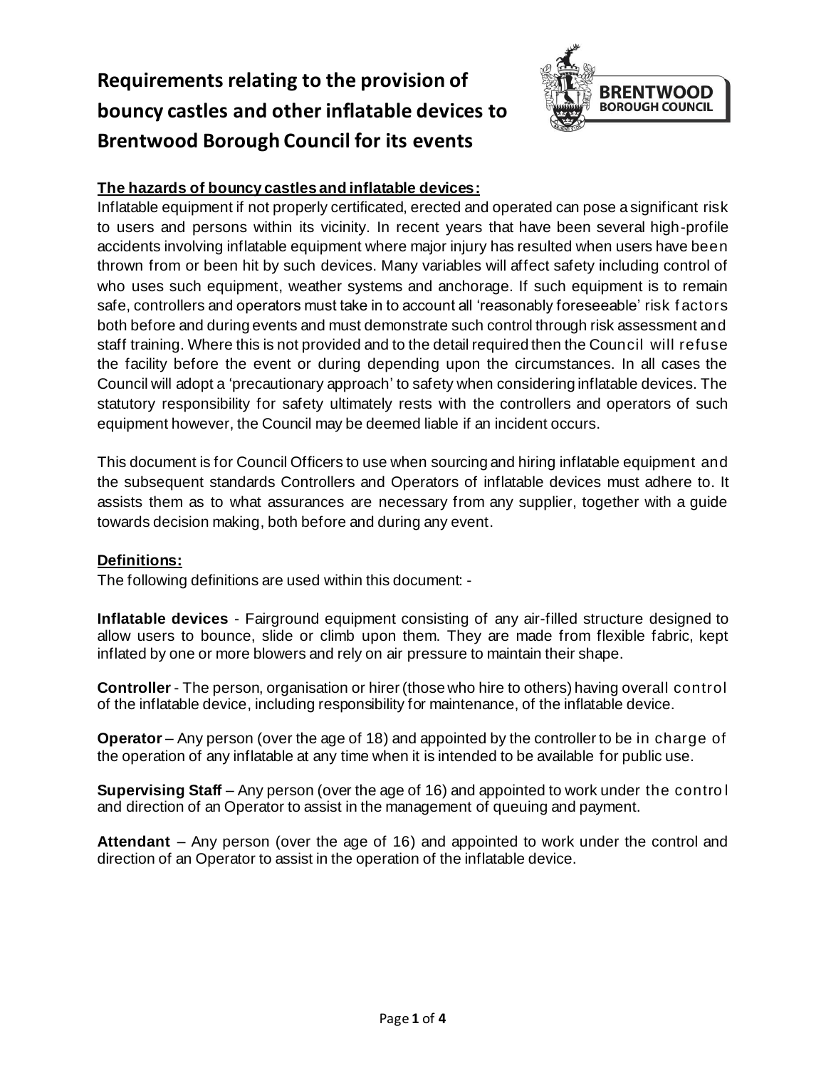# Requirements relating to the provision of bouncy castles and other inflatable devices to Brentwood Borough Council for its events

**The hazards of bouncy castles and inflatable devices:**

Inflatable equipment if not properly certificated, erected and operated can pose a significant risk to users and persons within its vicinity. In recent years that have been several high-profile accidents involving inflatable equipment where major injury has resulted when users have been thrown from or been hit by such devices. Many variables will affect safety including control of who uses such equipment, weather systems and anchorage. If such equipment is to remain safe, controllers and operators must take in to account all 'reasonably foreseeable' risk factors both before and during events and must demonstrate such control through risk assessment and staff training. Where this is not provided and to the detail required then the Council will refuse the facility before the event or during depending upon the circumstances. In all cases the Council will adopt a 'precautionary approach' to safety when considering inflatable devices. The statutory responsibility for safety ultimately rests with the controllers and operators of such equipment however, the Council may be deemed liable if an incident occurs.

This document is for Council Officers to use when sourcing and hiring inflatable equipment and the subsequent standards Controllers and Operators of inflatable devices must adhere to. It assists them as to what assurances are necessary from any supplier, together with a guide towards decision making, both before and during any event.

**Definitions:**

The following definitions are used within this document: -

**Inflatable devices** - Fairground equipment consisting of any air-filled structure designed to allow users to bounce, slide or climb upon them. They are made from flexible fabric, kept inflated by one or more blowers and rely on air pressure to maintain their shape.

**Controller** - The person, organisation or hirer (those who hire to others) having overall control of the inflatable device, including responsibility for maintenance, of the inflatable device.

**Operator** – Any person (over the age of 18) and appointed by the controller to be in charge of the operation of any inflatable at any time when it is intended to be available for public use.

**Supervising Staff** – Any person (over the age of 16) and appointed to work under the control and direction of an Operator to assist in the management of queuing and payment.

**Attendant** – Any person (over the age of 16) and appointed to work under the control and direction of an Operator to assist in the operation of the inflatable device.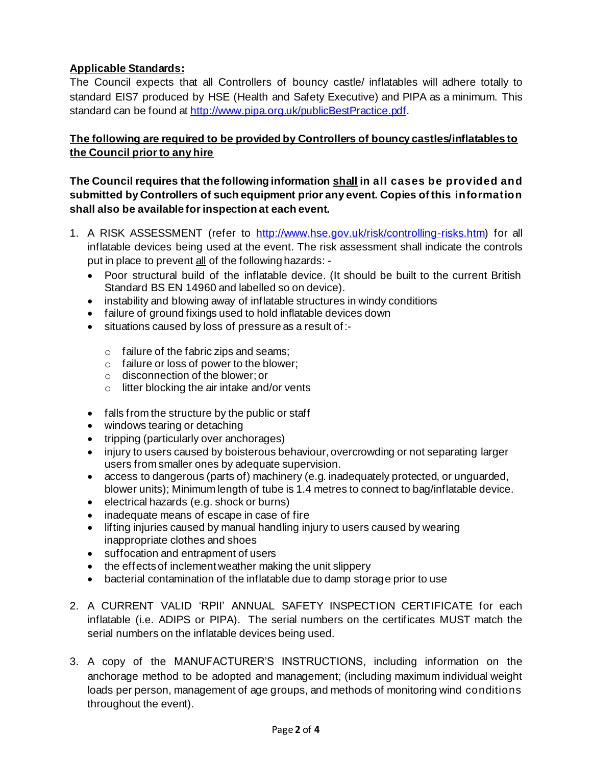**<u>Applicable Standards:</u>**

The Council expects that all Controllers of bouncy castle/ inflatables will adhere totally to standard EIS7 produced by HSE (Health and Safety Executive) and PIPA as a minimum. This standard can be found at [http://www.pipa.org.uk/publicBestPractice.pdf](http://www.pipa.org.uk/publicBestPractice.pdf).

**<u>The following are required to be provided by Controllers of bouncy castles/inflatables to the Council prior to any hire</u>**

**The Council requires that the following information <u>shall</u> in all cases be provided and submitted by Controllers of such equipment prior any event. Copies of this information shall also be available for inspection at each event.**

1. A RISK ASSESSMENT (refer to [http://www.hse.gov.uk/risk/controlling-risks.htm](http://www.hse.gov.uk/risk/controlling-risks.htm)) for all inflatable devices being used at the event. The risk assessment shall indicate the controls put in place to prevent <u>all</u> of the following hazards: -
   - Poor structural build of the inflatable device. (It should be built to the current British Standard BS EN 14960 and labelled so on device).
   - instability and blowing away of inflatable structures in windy conditions
   - failure of ground fixings used to hold inflatable devices down
   - situations caused by loss of pressure as a result of:-
     - failure of the fabric zips and seams;
     - failure or loss of power to the blower;
     - disconnection of the blower; or
     - litter blocking the air intake and/or vents
   - falls from the structure by the public or staff
   - windows tearing or detaching
   - tripping (particularly over anchorages)
   - injury to users caused by boisterous behaviour, overcrowding or not separating larger users from smaller ones by adequate supervision.
   - access to dangerous (parts of) machinery (e.g. inadequately protected, or unguarded, blower units); Minimum length of tube is 1.4 metres to connect to bag/inflatable device.
   - electrical hazards (e.g. shock or burns)
   - inadequate means of escape in case of fire
   - lifting injuries caused by manual handling injury to users caused by wearing inappropriate clothes and shoes
   - suffocation and entrapment of users
   - the effects of inclement weather making the unit slippery
   - bacterial contamination of the inflatable due to damp storage prior to use

2. A CURRENT VALID 'RPII' ANNUAL SAFETY INSPECTION CERTIFICATE for each inflatable (i.e. ADIPS or PIPA). The serial numbers on the certificates MUST match the serial numbers on the inflatable devices being used.

3. A copy of the MANUFACTURER'S INSTRUCTIONS, including information on the anchorage method to be adopted and management; (including maximum individual weight loads per person, management of age groups, and methods of monitoring wind conditions throughout the event).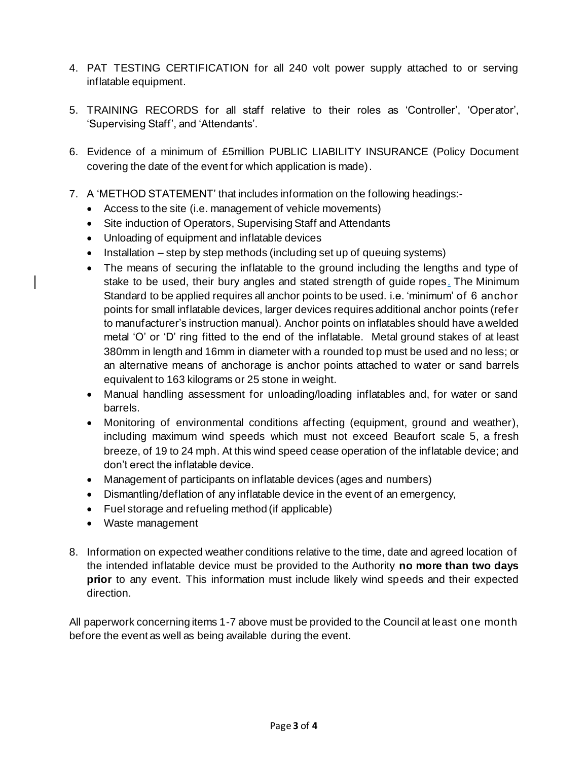4. PAT TESTING CERTIFICATION for all 240 volt power supply attached to or serving inflatable equipment.

5. TRAINING RECORDS for all staff relative to their roles as 'Controller', 'Operator', 'Supervising Staff', and 'Attendants'.

6. Evidence of a minimum of £5million PUBLIC LIABILITY INSURANCE (Policy Document covering the date of the event for which application is made).

7. A 'METHOD STATEMENT' that includes information on the following headings:-
   - Access to the site (i.e. management of vehicle movements)
   - Site induction of Operators, Supervising Staff and Attendants
   - Unloading of equipment and inflatable devices
   - Installation – step by step methods (including set up of queuing systems)
   - The means of securing the inflatable to the ground including the lengths and type of stake to be used, their bury angles and stated strength of guide ropes. The Minimum Standard to be applied requires all anchor points to be used. i.e. 'minimum' of 6 anchor points for small inflatable devices, larger devices requires additional anchor points (refer to manufacturer's instruction manual). Anchor points on inflatables should have a welded metal 'O' or 'D' ring fitted to the end of the inflatable. Metal ground stakes of at least 380mm in length and 16mm in diameter with a rounded top must be used and no less; or an alternative means of anchorage is anchor points attached to water or sand barrels equivalent to 163 kilograms or 25 stone in weight.
   - Manual handling assessment for unloading/loading inflatables and, for water or sand barrels.
   - Monitoring of environmental conditions affecting (equipment, ground and weather), including maximum wind speeds which must not exceed Beaufort scale 5, a fresh breeze, of 19 to 24 mph. At this wind speed cease operation of the inflatable device; and don't erect the inflatable device.
   - Management of participants on inflatable devices (ages and numbers)
   - Dismantling/deflation of any inflatable device in the event of an emergency,
   - Fuel storage and refueling method (if applicable)
   - Waste management

8. Information on expected weather conditions relative to the time, date and agreed location of the intended inflatable device must be provided to the Authority **no more than two days prior** to any event. This information must include likely wind speeds and their expected direction.

All paperwork concerning items 1-7 above must be provided to the Council at least one month before the event as well as being available during the event.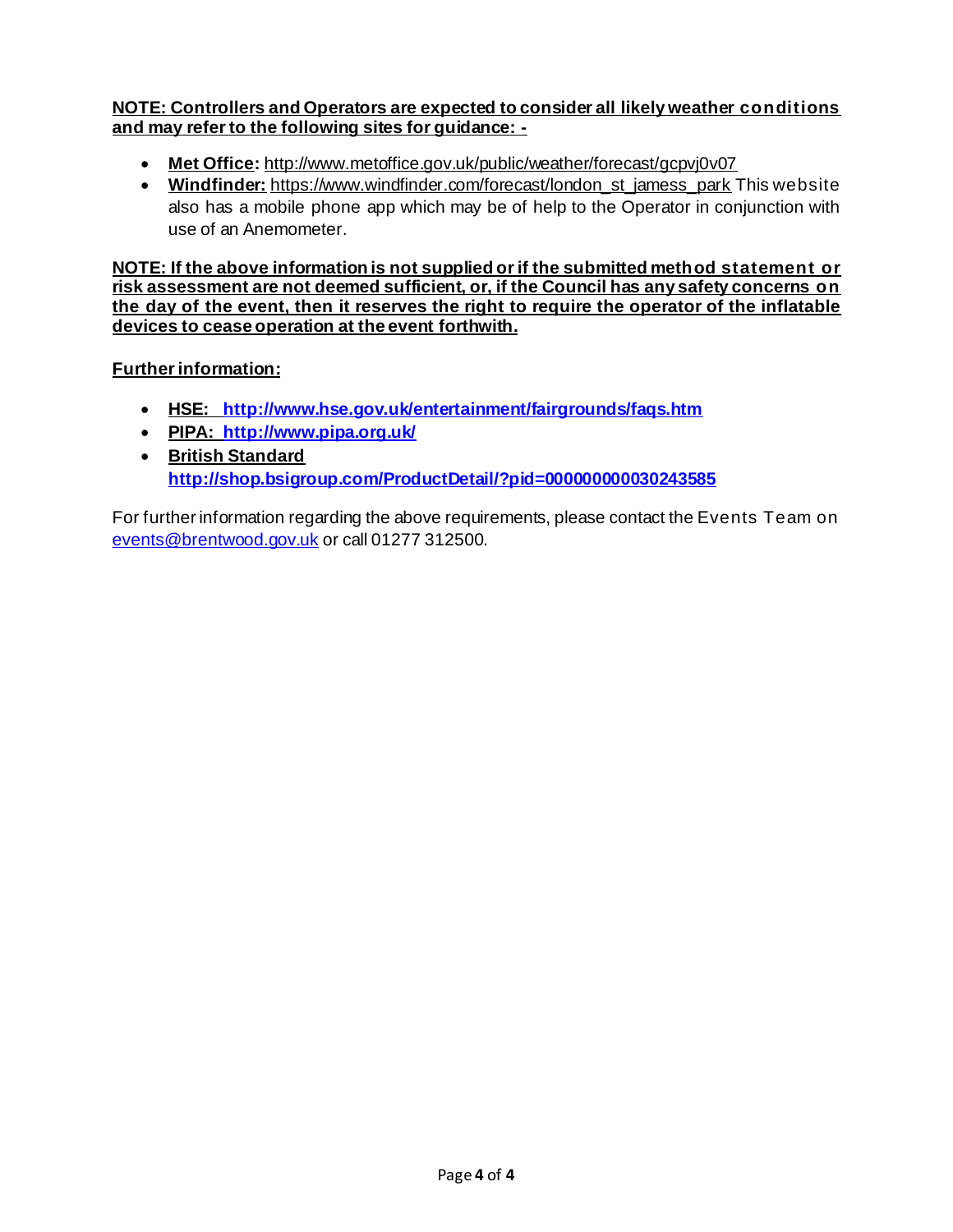**NOTE: Controllers and Operators are expected to consider all likely weather conditions and may refer to the following sites for guidance: -**

- **Met Office:** http://www.metoffice.gov.uk/public/weather/forecast/gcpvj0v07
- **Windfinder:** https://www.windfinder.com/forecast/london_st_jamess_park This website also has a mobile phone app which may be of help to the Operator in conjunction with use of an Anemometer.

**NOTE: If the above information is not supplied or if the submitted method statement or risk assessment are not deemed sufficient, or, if the Council has any safety concerns on the day of the event, then it reserves the right to require the operator of the inflatable devices to cease operation at the event forthwith.**

**Further information:**

- **HSE: http://www.hse.gov.uk/entertainment/fairgrounds/faqs.htm**
- **PIPA: http://www.pipa.org.uk/**
- **British Standard**
  **http://shop.bsigroup.com/ProductDetail/?pid=000000000030243585**

For further information regarding the above requirements, please contact the Events Team on events@brentwood.gov.uk or call 01277 312500.